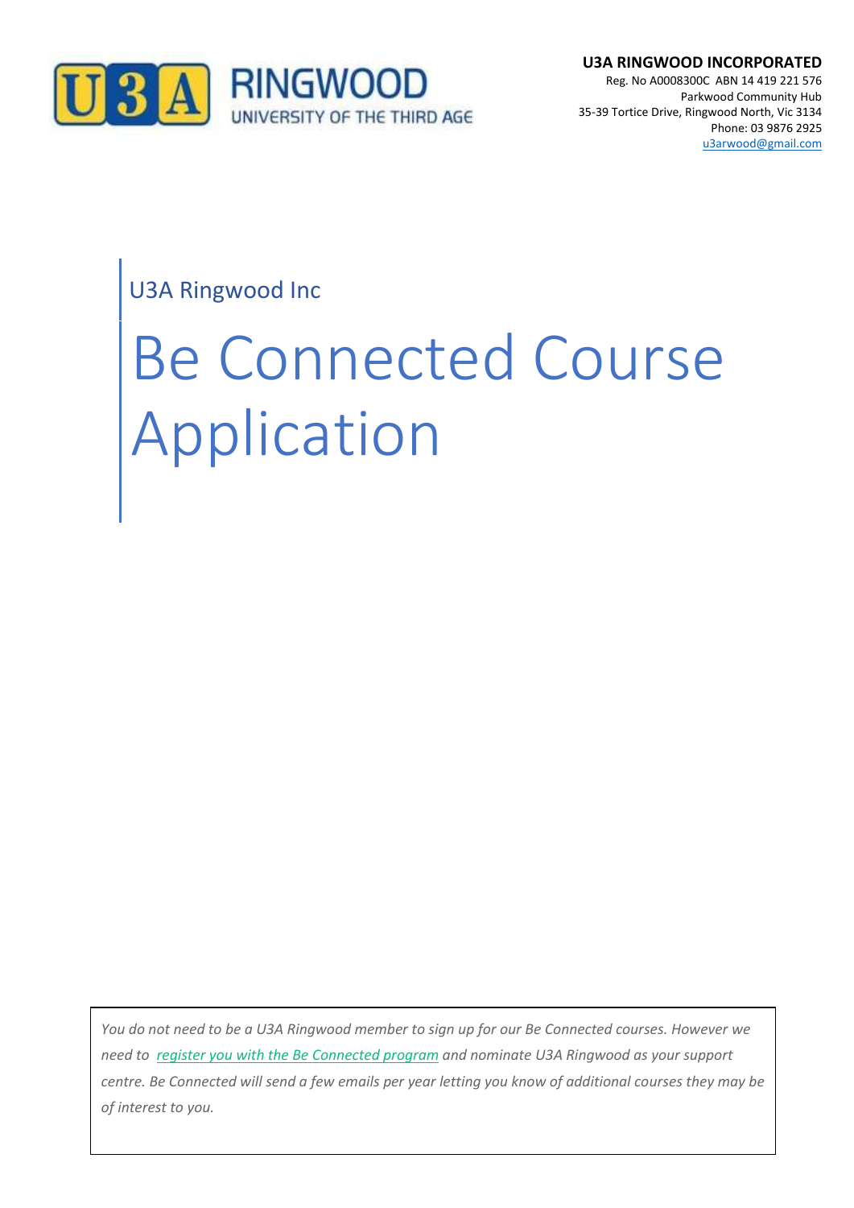**U3A RINGWOOD INCORPORATED**
Reg. No A0008300C ABN 14 419 221 576
Parkwood Community Hub
35-39 Tortice Drive, Ringwood North, Vic 3134
Phone: 03 9876 2925
u3arwood@gmail.com

U3A Ringwood Inc

# Be Connected Course Application

*You do not need to be a U3A Ringwood member to sign up for our Be Connected courses. However we need to register you with the Be Connected program and nominate U3A Ringwood as your support centre. Be Connected will send a few emails per year letting you know of additional courses they may be of interest to you.*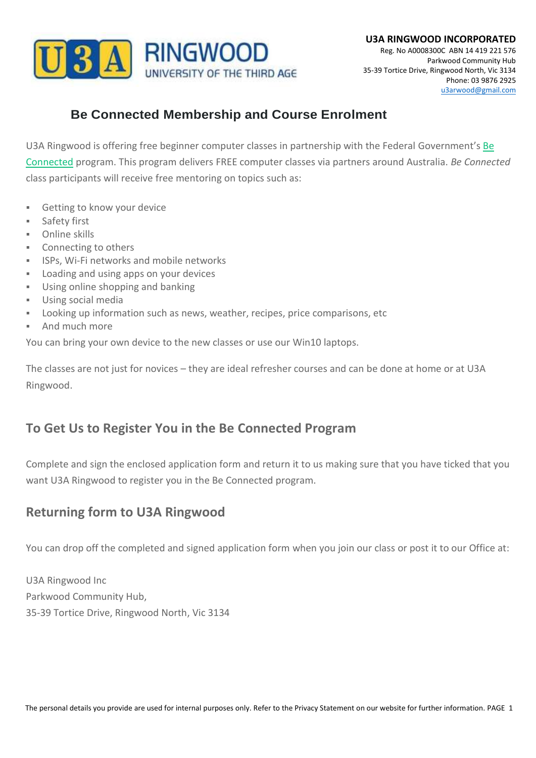**U3A RINGWOOD INCORPORATED**
Reg. No A0008300C ABN 14 419 221 576
Parkwood Community Hub
35-39 Tortice Drive, Ringwood North, Vic 3134
Phone: 03 9876 2925
u3arwood@gmail.com

# Be Connected Membership and Course Enrolment

U3A Ringwood is offering free beginner computer classes in partnership with the Federal Government's Be Connected program. This program delivers FREE computer classes via partners around Australia. *Be Connected* class participants will receive free mentoring on topics such as:

- Getting to know your device
- Safety first
- Online skills
- Connecting to others
- ISPs, Wi-Fi networks and mobile networks
- Loading and using apps on your devices
- Using online shopping and banking
- Using social media
- Looking up information such as news, weather, recipes, price comparisons, etc
- And much more

You can bring your own device to the new classes or use our Win10 laptops.

The classes are not just for novices – they are ideal refresher courses and can be done at home or at U3A Ringwood.

## To Get Us to Register You in the Be Connected Program

Complete and sign the enclosed application form and return it to us making sure that you have ticked that you want U3A Ringwood to register you in the Be Connected program.

## Returning form to U3A Ringwood

You can drop off the completed and signed application form when you join our class or post it to our Office at:

U3A Ringwood Inc
Parkwood Community Hub,
35-39 Tortice Drive, Ringwood North, Vic 3134

The personal details you provide are used for internal purposes only. Refer to the Privacy Statement on our website for further information.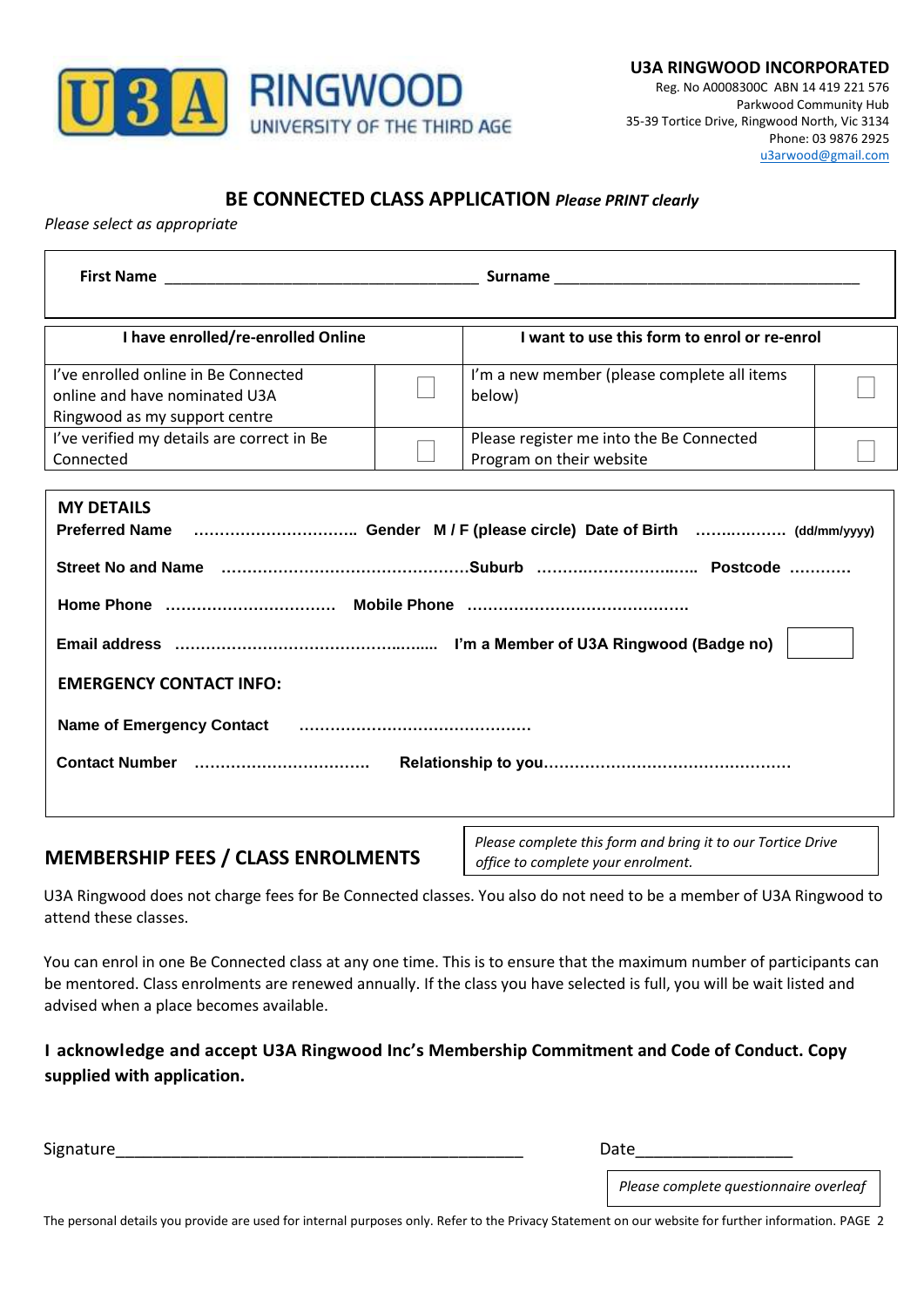**U3A RINGWOOD INCORPORATED**
Reg. No A0008300C ABN 14 419 221 576
Parkwood Community Hub
35-39 Tortice Drive, Ringwood North, Vic 3134
Phone: 03 9876 2925
u3arwood@gmail.com

## BE CONNECTED CLASS APPLICATION *Please PRINT clearly*

*Please select as appropriate*

**First Name** ______________________________________ **Surname** ____________________________________

| I have enrolled/re-enrolled Online | | I want to use this form to enrol or re-enrol | |
|---|---|---|---|
| I've enrolled online in Be Connected online and have nominated U3A Ringwood as my support centre | ☐ | I'm a new member (please complete all items below) | ☐ |
| I've verified my details are correct in Be Connected | ☐ | Please register me into the Be Connected Program on their website | ☐ |

**MY DETAILS**

**Preferred Name** ………………………….. **Gender M / F (please circle) Date of Birth** ……………… **(dd/mm/yyyy)**

**Street No and Name** ………………………………………….**Suburb** ………………………….. **Postcode** …………

**Home Phone** …………………………… **Mobile Phone** ……………………………………

**Email address** …………………………………………….. **I'm a Member of U3A Ringwood (Badge no)** ☐

**EMERGENCY CONTACT INFO:**

**Name of Emergency Contact** ………………………………………

**Contact Number** ……………………………. **Relationship to you**…………………………………………

## MEMBERSHIP FEES / CLASS ENROLMENTS

*Please complete this form and bring it to our Tortice Drive office to complete your enrolment.*

U3A Ringwood does not charge fees for Be Connected classes. You also do not need to be a member of U3A Ringwood to attend these classes.

You can enrol in one Be Connected class at any one time. This is to ensure that the maximum number of participants can be mentored. Class enrolments are renewed annually. If the class you have selected is full, you will be wait listed and advised when a place becomes available.

**I acknowledge and accept U3A Ringwood Inc's Membership Commitment and Code of Conduct. Copy supplied with application.**

Signature______________________________________________ Date_________________

*Please complete questionnaire overleaf*

The personal details you provide are used for internal purposes only. Refer to the Privacy Statement on our website for further information.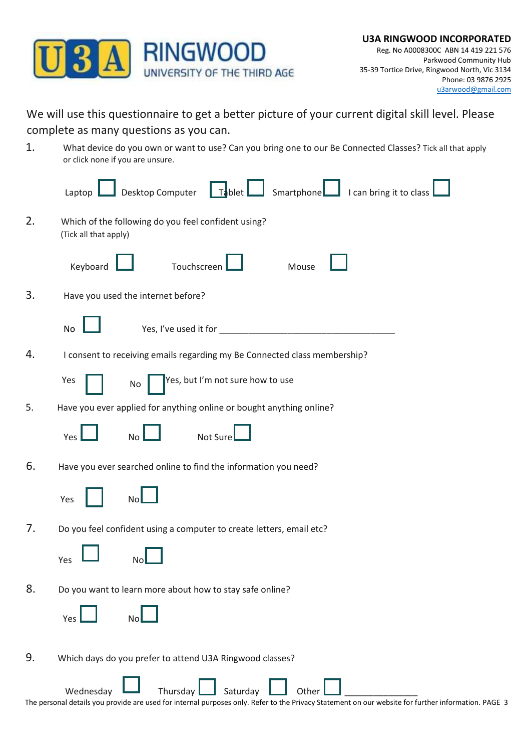**U3A RINGWOOD INCORPORATED**
Reg. No A0008300C ABN 14 419 221 576
Parkwood Community Hub
35-39 Tortice Drive, Ringwood North, Vic 3134
Phone: 03 9876 2925
u3arwood@gmail.com

RINGWOOD
UNIVERSITY OF THE THIRD AGE

We will use this questionnaire to get a better picture of your current digital skill level. Please complete as many questions as you can.

1. What device do you own or want to use? Can you bring one to our Be Connected Classes? Tick all that apply or click none if you are unsure.

   Laptop ☐ Desktop Computer ☐ Tablet ☐ Smartphone ☐ I can bring it to class ☐

2. Which of the following do you feel confident using?
   (Tick all that apply)

   Keyboard ☐ Touchscreen ☐ Mouse ☐

3. Have you used the internet before?

   No ☐ Yes, I've used it for ____________________________________

4. I consent to receiving emails regarding my Be Connected class membership?

   Yes ☐ No ☐ Yes, but I'm not sure how to use

5. Have you ever applied for anything online or bought anything online?

   Yes ☐ No ☐ Not Sure ☐

6. Have you ever searched online to find the information you need?

   Yes ☐ No ☐

7. Do you feel confident using a computer to create letters, email etc?

   Yes ☐ No ☐

8. Do you want to learn more about how to stay safe online?

   Yes ☐ No ☐

9. Which days do you prefer to attend U3A Ringwood classes?

   Wednesday ☐ Thursday ☐ Saturday ☐ Other ☐ _______________

The personal details you provide are used for internal purposes only. Refer to the Privacy Statement on our website for further information.